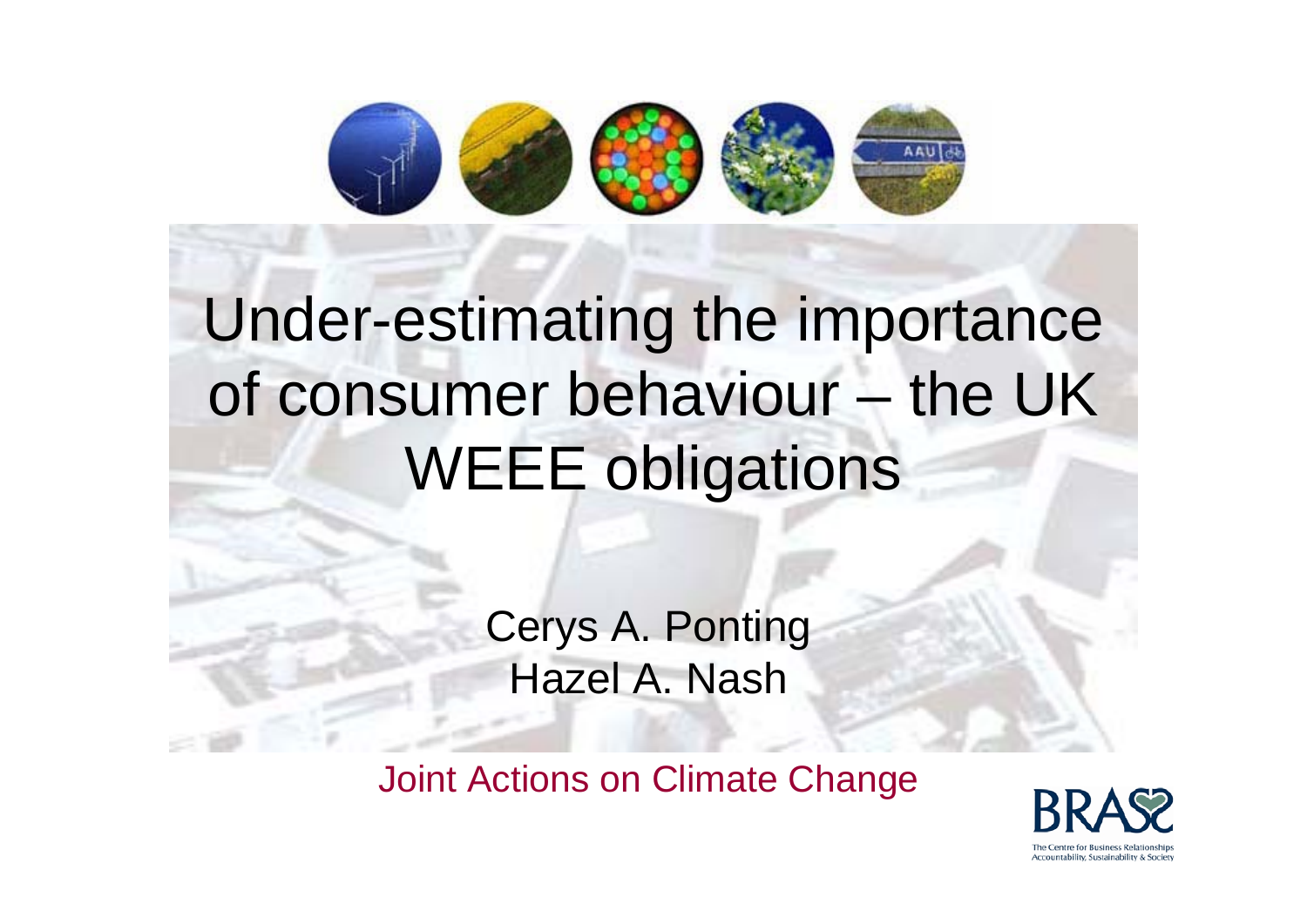# Under-estimating the importance of consumer behaviour – the UK WEEE obligations

Cerys A. Ponting
Hazel A. Nash

Joint Actions on Climate Change

BRASS
The Centre for Business Relationships Accountability, Sustainability & Society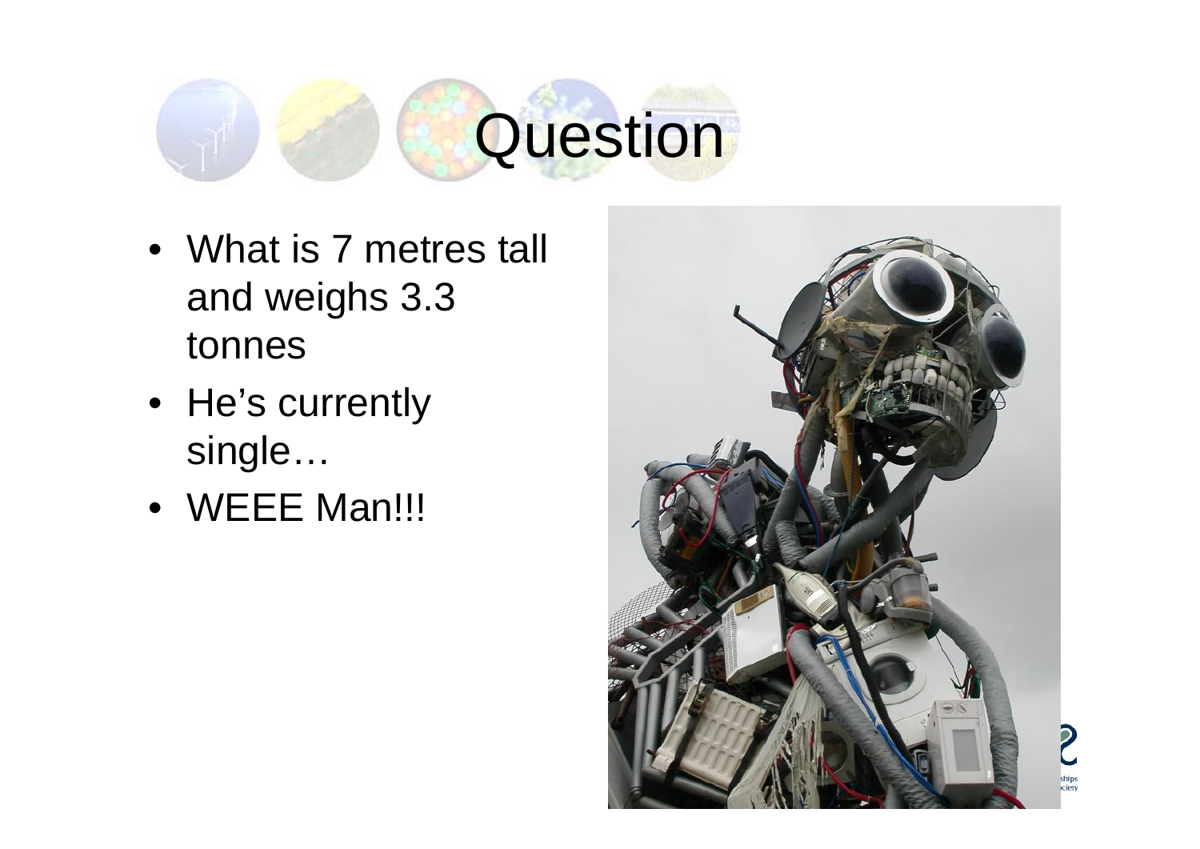# Question

- What is 7 metres tall and weighs 3.3 tonnes
- He's currently single…
- WEEE Man!!!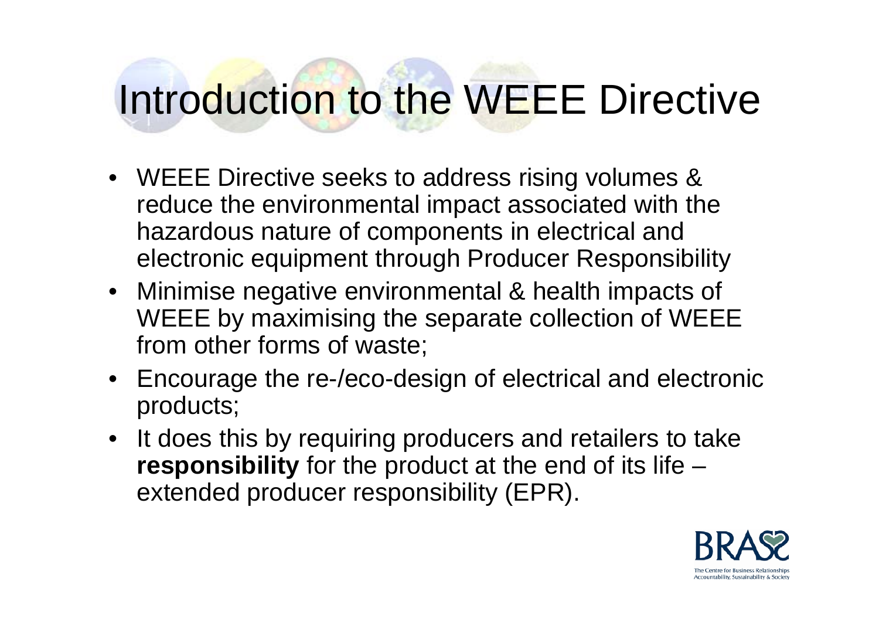# Introduction to the WEEE Directive

- WEEE Directive seeks to address rising volumes & reduce the environmental impact associated with the hazardous nature of components in electrical and electronic equipment through Producer Responsibility
- Minimise negative environmental & health impacts of WEEE by maximising the separate collection of WEEE from other forms of waste;
- Encourage the re-/eco-design of electrical and electronic products;
- It does this by requiring producers and retailers to take **responsibility** for the product at the end of its life – extended producer responsibility (EPR).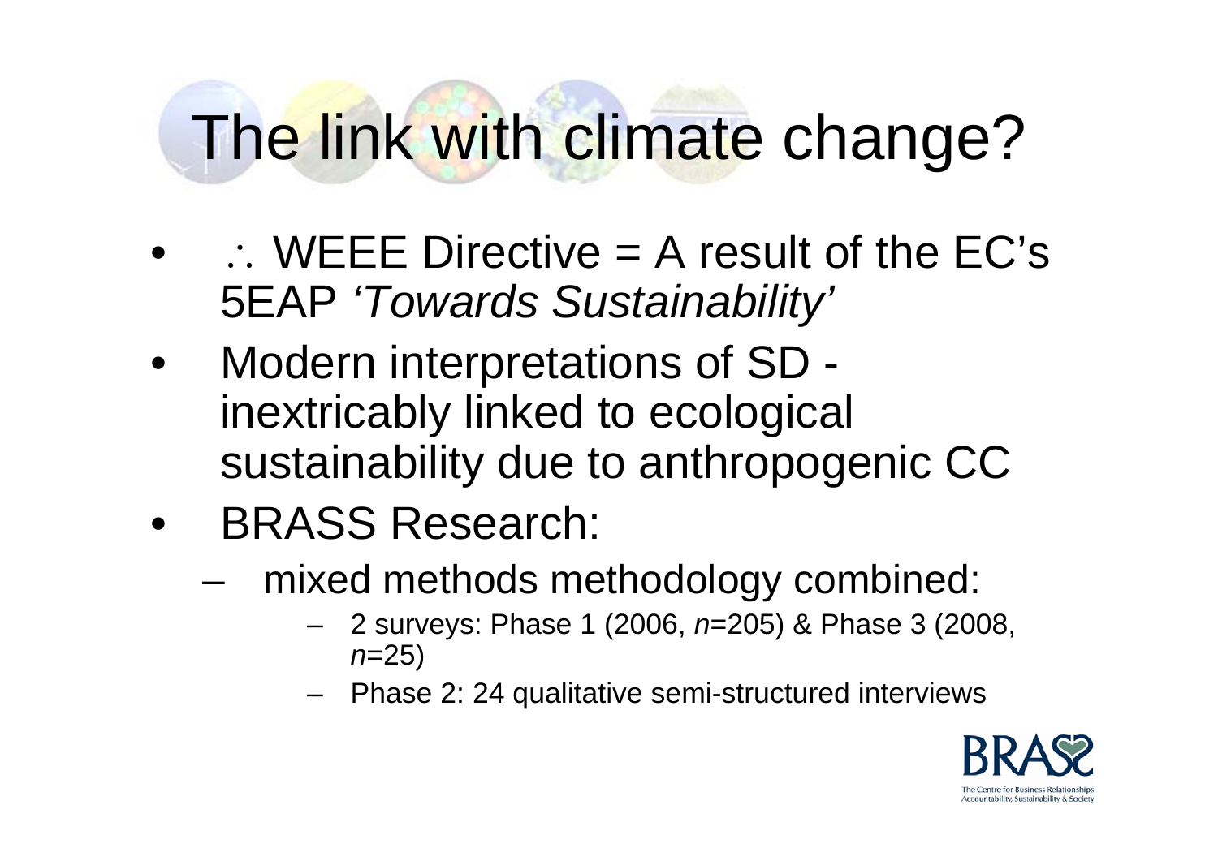# The link with climate change?

- ∴ WEEE Directive = A result of the EC's 5EAP *'Towards Sustainability'*
- Modern interpretations of SD - inextricably linked to ecological sustainability due to anthropogenic CC
- BRASS Research:
  - mixed methods methodology combined:
    - 2 surveys: Phase 1 (2006, *n*=205) & Phase 3 (2008, *n*=25)
    - Phase 2: 24 qualitative semi-structured interviews

BRASS

The Centre for Business Relationships Accountability, Sustainability & Society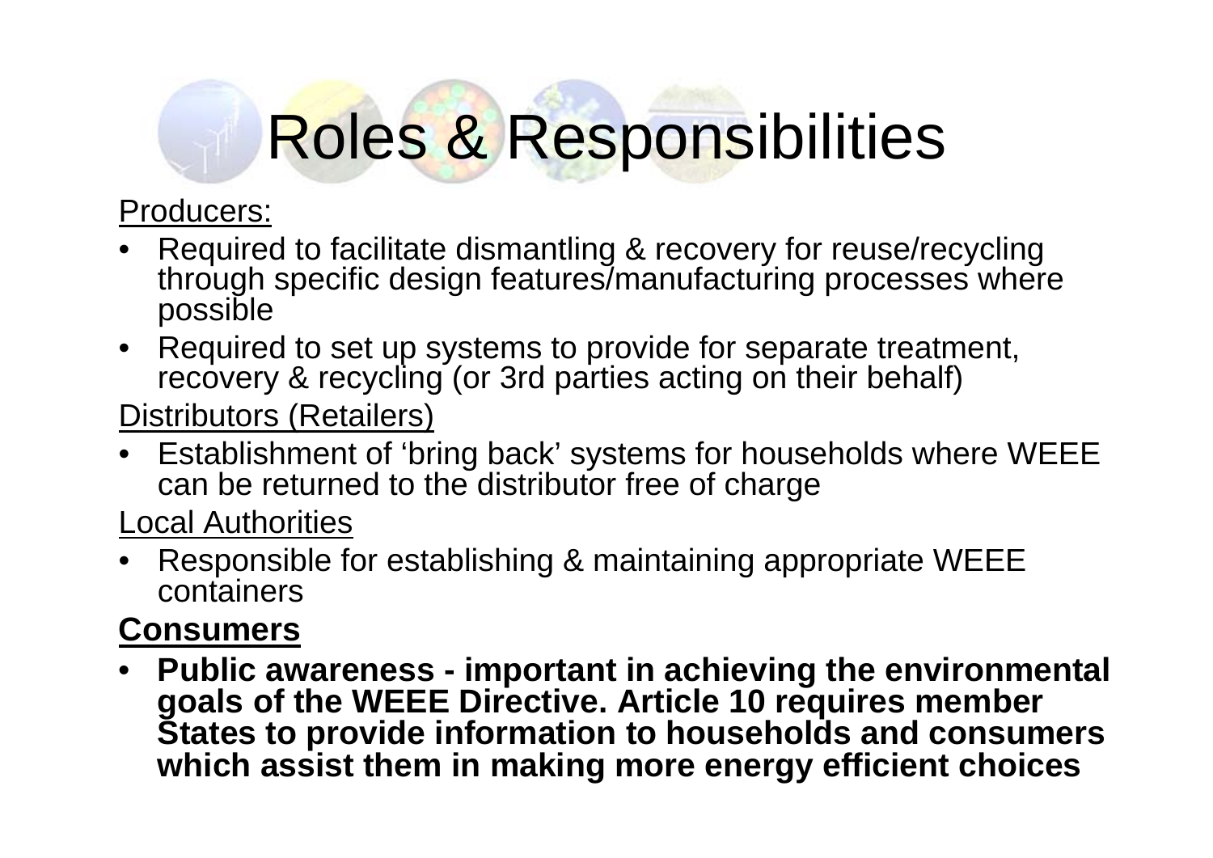# Roles & Responsibilities

Producers:

- Required to facilitate dismantling & recovery for reuse/recycling through specific design features/manufacturing processes where possible
- Required to set up systems to provide for separate treatment, recovery & recycling (or 3rd parties acting on their behalf)

Distributors (Retailers)

- Establishment of 'bring back' systems for households where WEEE can be returned to the distributor free of charge

Local Authorities

- Responsible for establishing & maintaining appropriate WEEE containers

**Consumers**

- **Public awareness - important in achieving the environmental goals of the WEEE Directive. Article 10 requires member States to provide information to households and consumers which assist them in making more energy efficient choices**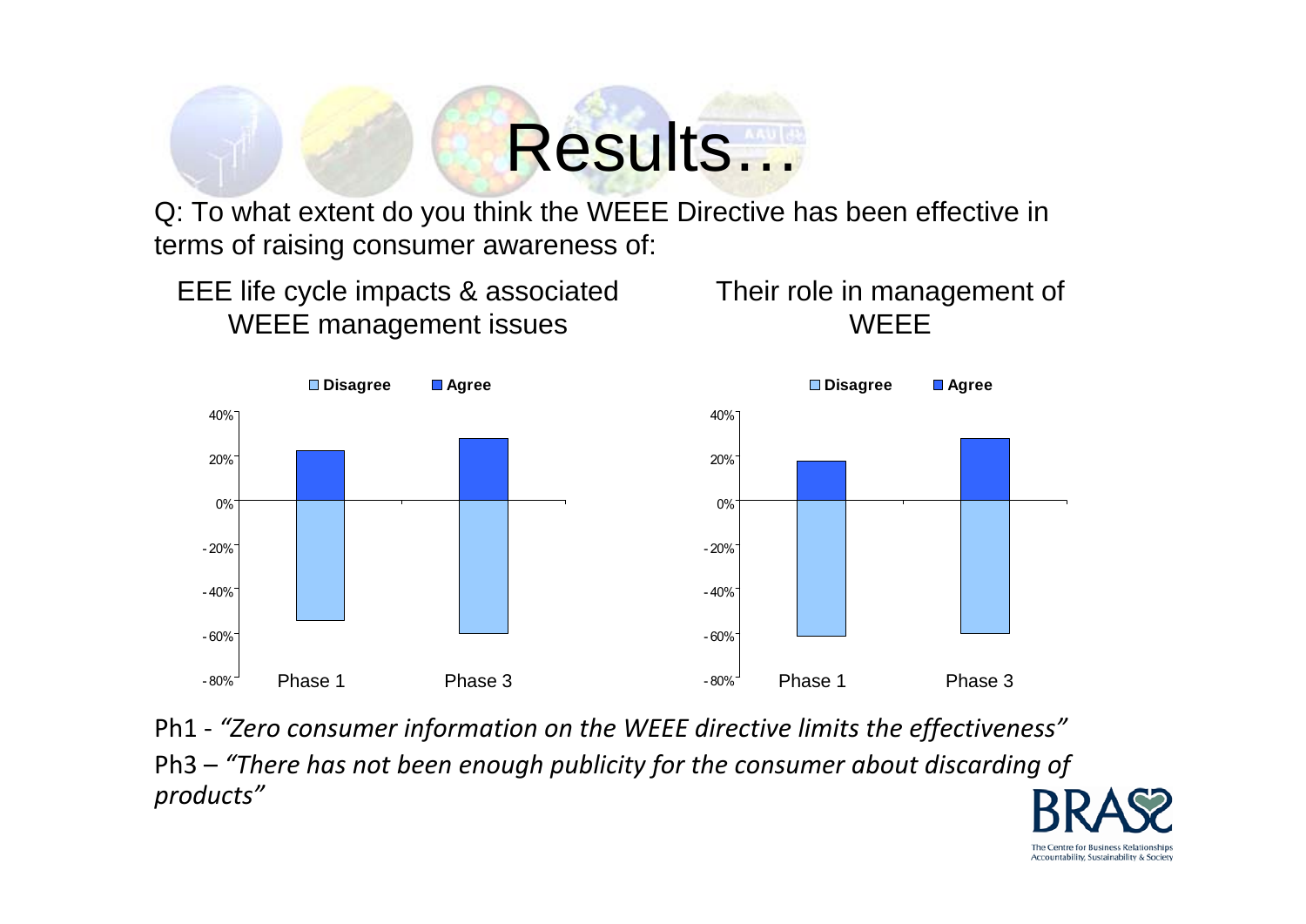# Results…

Q: To what extent do you think the WEEE Directive has been effective in terms of raising consumer awareness of:

EEE life cycle impacts & associated WEEE management issues

Their role in management of WEEE

Ph1 - *"Zero consumer information on the WEEE directive limits the effectiveness"*

Ph3 – *"There has not been enough publicity for the consumer about discarding of products"*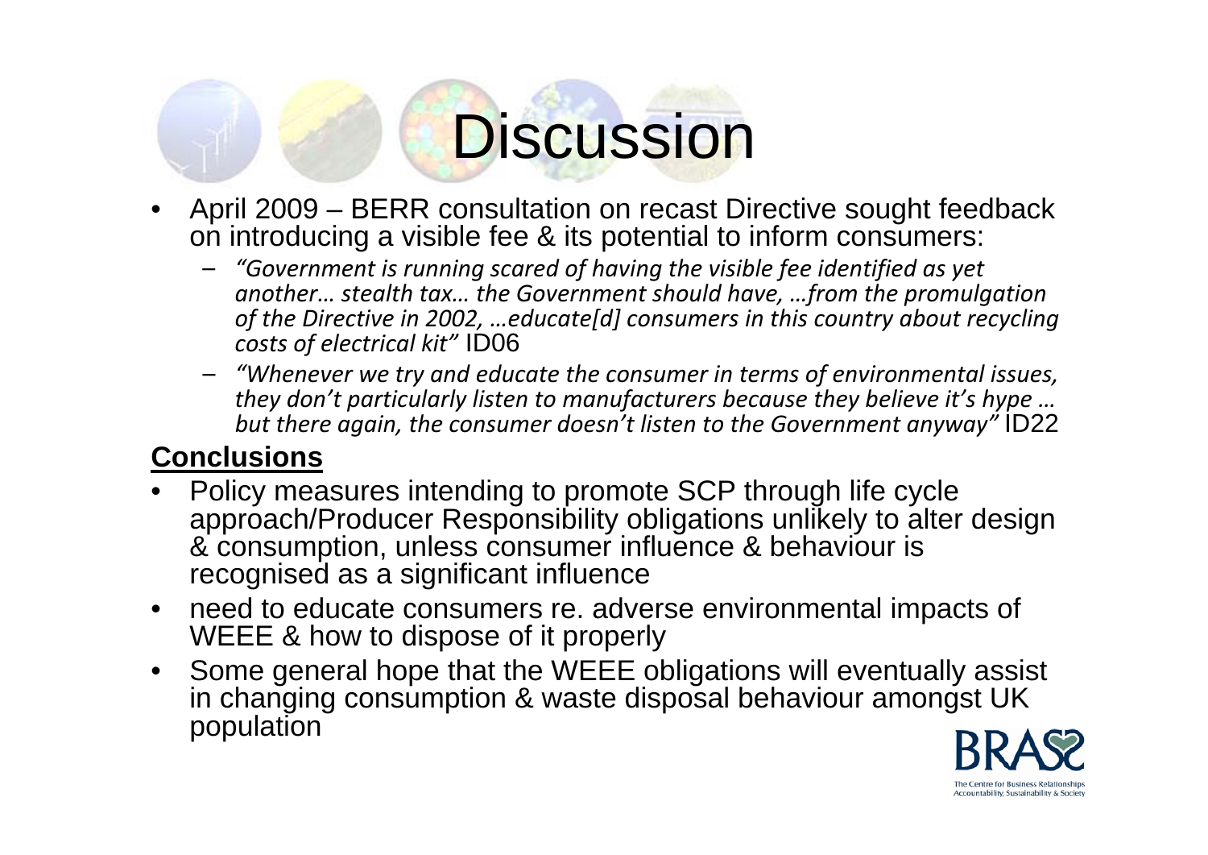# Discussion

- April 2009 – BERR consultation on recast Directive sought feedback on introducing a visible fee & its potential to inform consumers:
  - *"Government is running scared of having the visible fee identified as yet another… stealth tax… the Government should have, …from the promulgation of the Directive in 2002, …educate[d] consumers in this country about recycling costs of electrical kit"* ID06
  - *"Whenever we try and educate the consumer in terms of environmental issues, they don't particularly listen to manufacturers because they believe it's hype … but there again, the consumer doesn't listen to the Government anyway"* ID22

**Conclusions**

- Policy measures intending to promote SCP through life cycle approach/Producer Responsibility obligations unlikely to alter design & consumption, unless consumer influence & behaviour is recognised as a significant influence
- need to educate consumers re. adverse environmental impacts of WEEE & how to dispose of it properly
- Some general hope that the WEEE obligations will eventually assist in changing consumption & waste disposal behaviour amongst UK population

BRASS

The Centre for Business Relationships Accountability, Sustainability & Society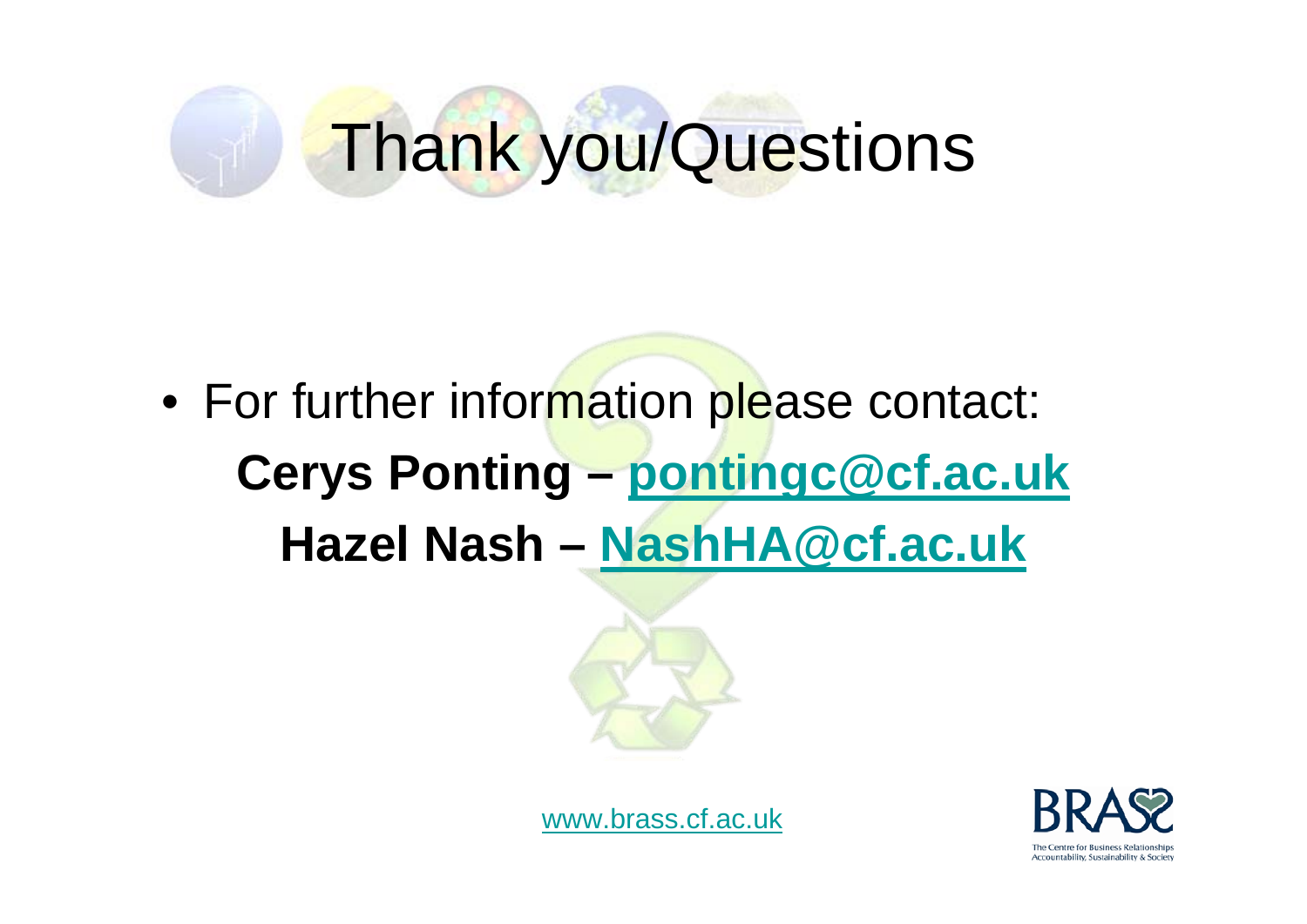# Thank you/Questions

- For further information please contact:

  **Cerys Ponting – pontingc@cf.ac.uk**

  **Hazel Nash – NashHA@cf.ac.uk**

www.brass.cf.ac.uk

BRASS

The Centre for Business Relationships Accountability, Sustainability & Society